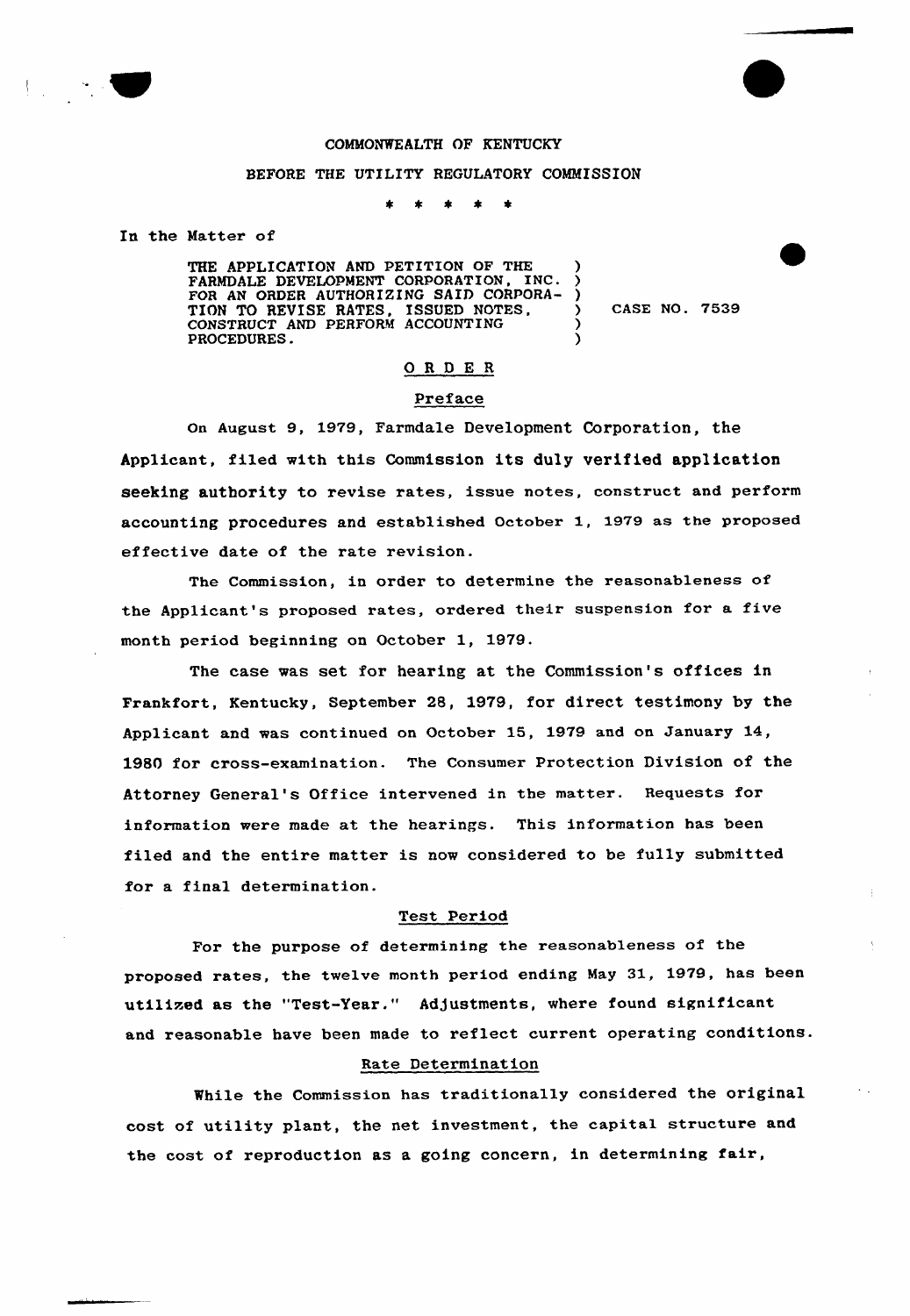COMMONWEALTH OF KENTUCKY

BEFORE THE UTILITY REGULATORY COMMISSION

\* \* \* \* \*

In the Matter of

| | |
|---|---|
| THE APPLICATION AND PETITION OF THE FARMDALE DEVELOPMENT CORPORATION, INC. FOR AN ORDER AUTHORIZING SAID CORPORATION TO REVISE RATES, ISSUED NOTES, CONSTRUCT AND PERFORM ACCOUNTING PROCEDURES. | CASE NO. 7539 |

## ORDER

### Preface

On August 9, 1979, Farmdale Development Corporation, the Applicant, filed with this Commission its duly verified application seeking authority to revise rates, issue notes, construct and perform accounting procedures and established October 1, 1979 as the proposed effective date of the rate revision.

The Commission, in order to determine the reasonableness of the Applicant's proposed rates, ordered their suspension for a five month period beginning on October 1, 1979.

The case was set for hearing at the Commission's offices in Frankfort, Kentucky, September 28, 1979, for direct testimony by the Applicant and was continued on October 15, 1979 and on January 14, 1980 for cross-examination. The Consumer Protection Division of the Attorney General's Office intervened in the matter. Requests for information were made at the hearings. This information has been filed and the entire matter is now considered to be fully submitted for a final determination.

### Test Period

For the purpose of determining the reasonableness of the proposed rates, the twelve month period ending May 31, 1979, has been utilized as the "Test-Year." Adjustments, where found significant and reasonable have been made to reflect current operating conditions.

### Rate Determination

While the Commission has traditionally considered the original cost of utility plant, the net investment, the capital structure and the cost of reproduction as a going concern, in determining fair,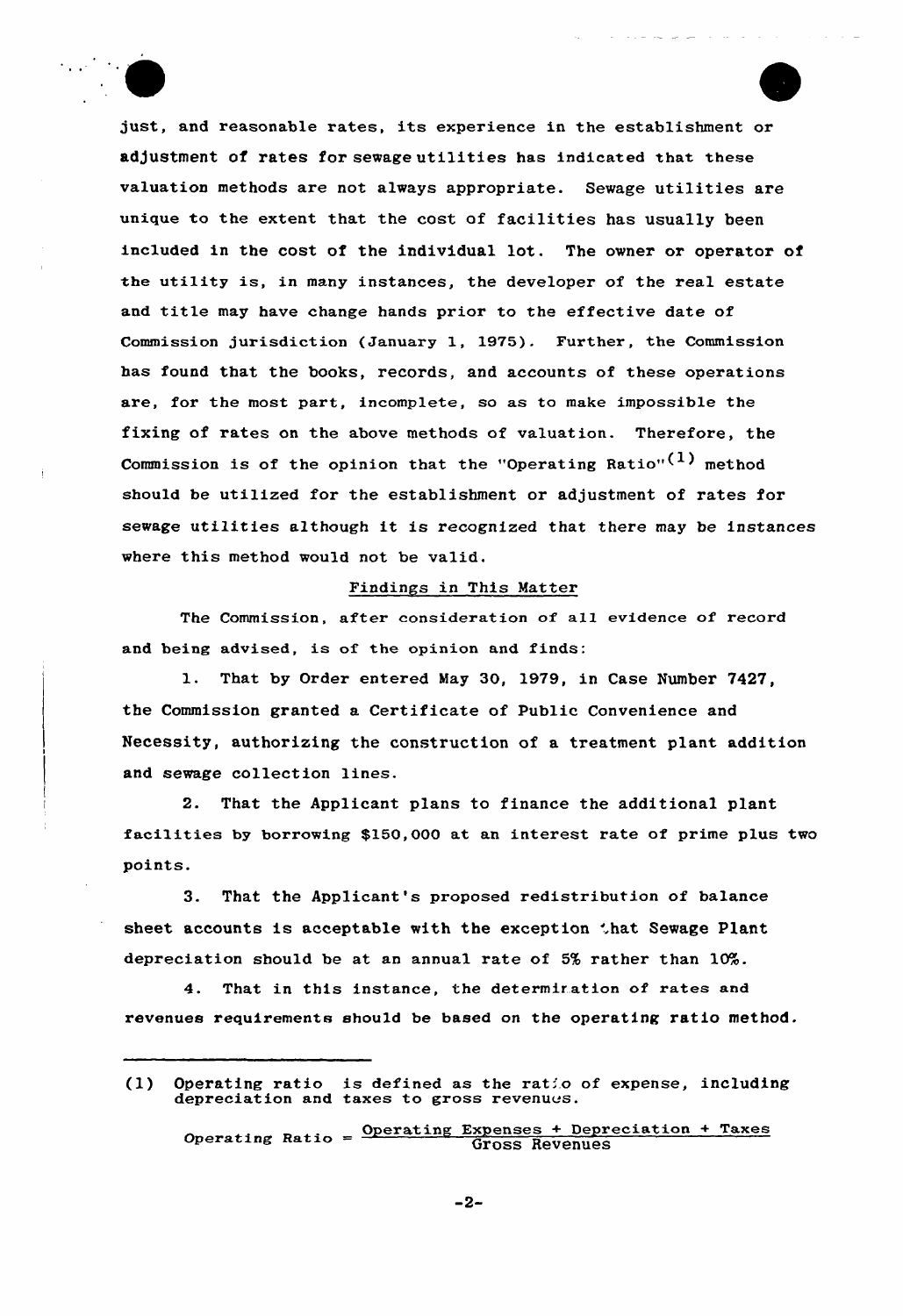just, and reasonable rates, its experience in the establishment or adjustment of rates for sewage utilities has indicated that these valuation methods are not always appropriate. Sewage utilities are unique to the extent that the cost of facilities has usually been included in the cost of the individual lot. The owner or operator of the utility is, in many instances, the developer of the real estate and title may have change hands prior to the effective date of Commission jurisdiction (January 1, 1975). Further, the Commission has found that the books, records, and accounts of these operations are, for the most part, incomplete, so as to make impossible the fixing of rates on the above methods of valuation. Therefore, the Commission is of the opinion that the "Operating Ratio"(1) method should be utilized for the establishment or adjustment of rates for sewage utilities although it is recognized that there may be instances where this method would not be valid.

## Findings in This Matter

The Commission, after consideration of all evidence of record and being advised, is of the opinion and finds:

1. That by Order entered May 30, 1979, in Case Number 7427, the Commission granted a Certificate of Public Convenience and Necessity, authorizing the construction of a treatment plant addition and sewage collection lines.

2. That the Applicant plans to finance the additional plant facilities by borrowing $150,000 at an interest rate of prime plus two points.

3. That the Applicant's proposed redistribution of balance sheet accounts is acceptable with the exception that Sewage Plant depreciation should be at an annual rate of 5% rather than 10%.

4. That in this instance, the determination of rates and revenues requirements should be based on the operating ratio method.

---

(1) Operating ratio is defined as the ratio of expense, including depreciation and taxes to gross revenues.

$$\text{Operating Ratio} = \frac{\text{Operating Expenses + Depreciation + Taxes}}{\text{Gross Revenues}}$$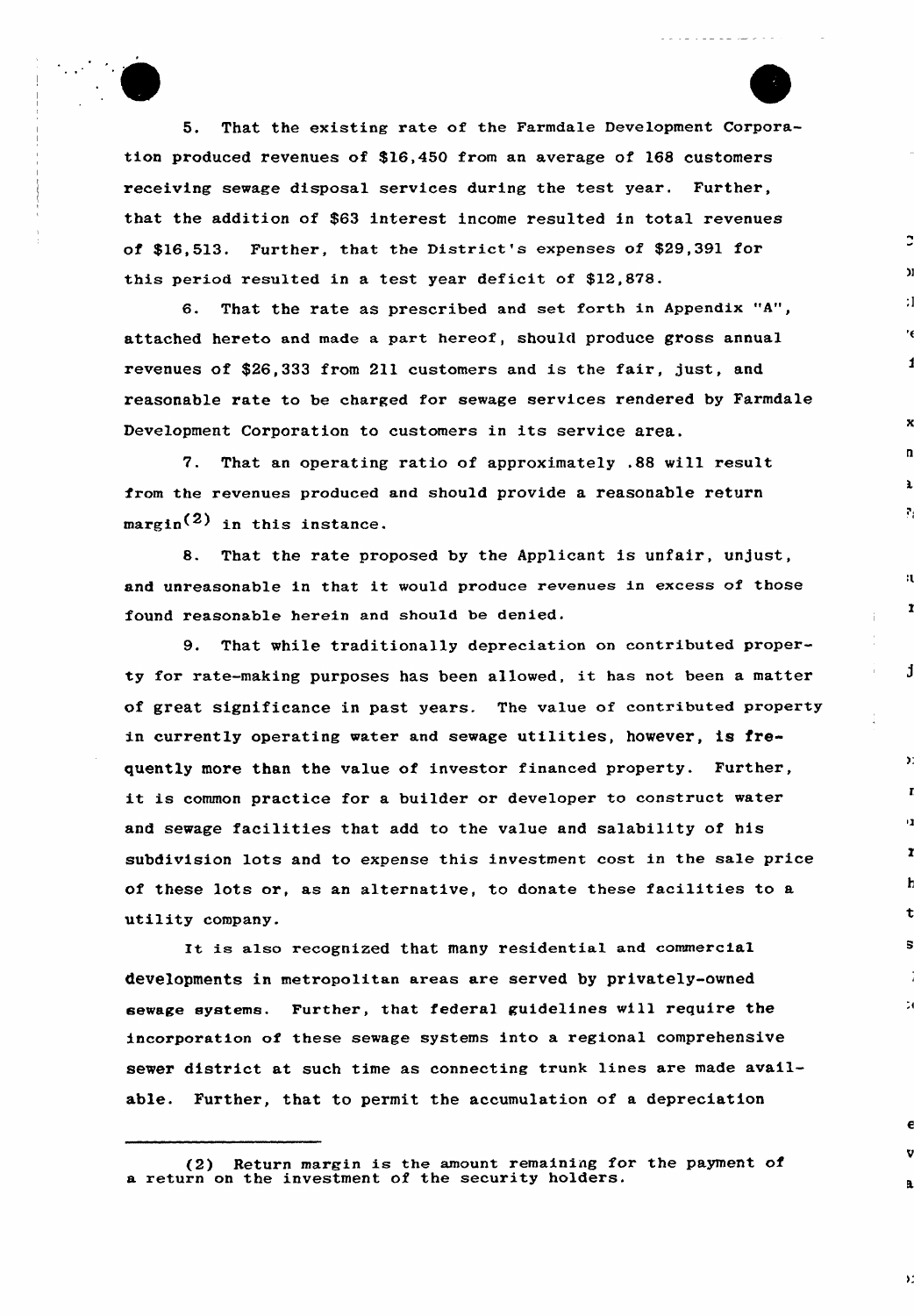5. That the existing rate of the Farmdale Development Corporation produced revenues of $16,450 from an average of 168 customers receiving sewage disposal services during the test year. Further, that the addition of $63 interest income resulted in total revenues of $16,513. Further, that the District's expenses of $29,391 for this period resulted in a test year deficit of $12,878.

6. That the rate as prescribed and set forth in Appendix "A", attached hereto and made a part hereof, should produce gross annual revenues of $26,333 from 211 customers and is the fair, just, and reasonable rate to be charged for sewage services rendered by Farmdale Development Corporation to customers in its service area.

7. That an operating ratio of approximately .88 will result from the revenues produced and should provide a reasonable return margin(2) in this instance.

8. That the rate proposed by the Applicant is unfair, unjust, and unreasonable in that it would produce revenues in excess of those found reasonable herein and should be denied.

9. That while traditionally depreciation on contributed property for rate-making purposes has been allowed, it has not been a matter of great significance in past years. The value of contributed property in currently operating water and sewage utilities, however, is frequently more than the value of investor financed property. Further, it is common practice for a builder or developer to construct water and sewage facilities that add to the value and salability of his subdivision lots and to expense this investment cost in the sale price of these lots or, as an alternative, to donate these facilities to a utility company.

It is also recognized that many residential and commercial developments in metropolitan areas are served by privately-owned sewage systems. Further, that federal guidelines will require the incorporation of these sewage systems into a regional comprehensive sewer district at such time as connecting trunk lines are made available. Further, that to permit the accumulation of a depreciation

---

(2) Return margin is the amount remaining for the payment of a return on the investment of the security holders.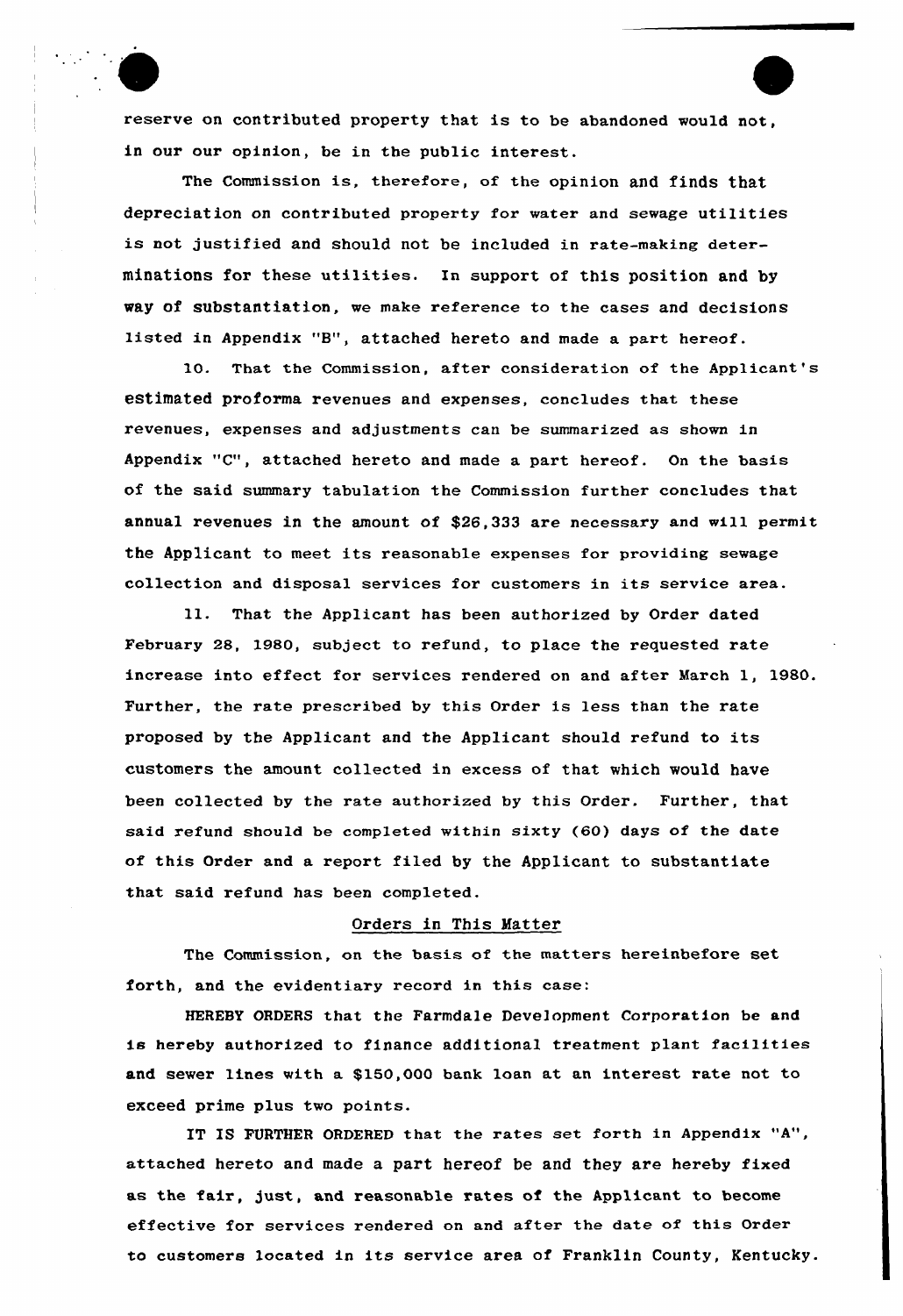reserve on contributed property that is to be abandoned would not, in our our opinion, be in the public interest.

The Commission is, therefore, of the opinion and finds that depreciation on contributed property for water and sewage utilities is not justified and should not be included in rate-making determinations for these utilities. In support of this position and by way of substantiation, we make reference to the cases and decisions listed in Appendix "B", attached hereto and made a part hereof.

10. That the Commission, after consideration of the Applicant's estimated proforma revenues and expenses, concludes that these revenues, expenses and adjustments can be summarized as shown in Appendix "C", attached hereto and made a part hereof. On the basis of the said summary tabulation the Commission further concludes that annual revenues in the amount of $26,333 are necessary and will permit the Applicant to meet its reasonable expenses for providing sewage collection and disposal services for customers in its service area.

11. That the Applicant has been authorized by Order dated February 28, 1980, subject to refund, to place the requested rate increase into effect for services rendered on and after March 1, 1980. Further, the rate prescribed by this Order is less than the rate proposed by the Applicant and the Applicant should refund to its customers the amount collected in excess of that which would have been collected by the rate authorized by this Order. Further, that said refund should be completed within sixty (60) days of the date of this Order and a report filed by the Applicant to substantiate that said refund has been completed.

## Orders in This Matter

The Commission, on the basis of the matters hereinbefore set forth, and the evidentiary record in this case:

HEREBY ORDERS that the Farmdale Development Corporation be and is hereby authorized to finance additional treatment plant facilities and sewer lines with a $150,000 bank loan at an interest rate not to exceed prime plus two points.

IT IS FURTHER ORDERED that the rates set forth in Appendix "A", attached hereto and made a part hereof be and they are hereby fixed as the fair, just, and reasonable rates of the Applicant to become effective for services rendered on and after the date of this Order to customers located in its service area of Franklin County, Kentucky.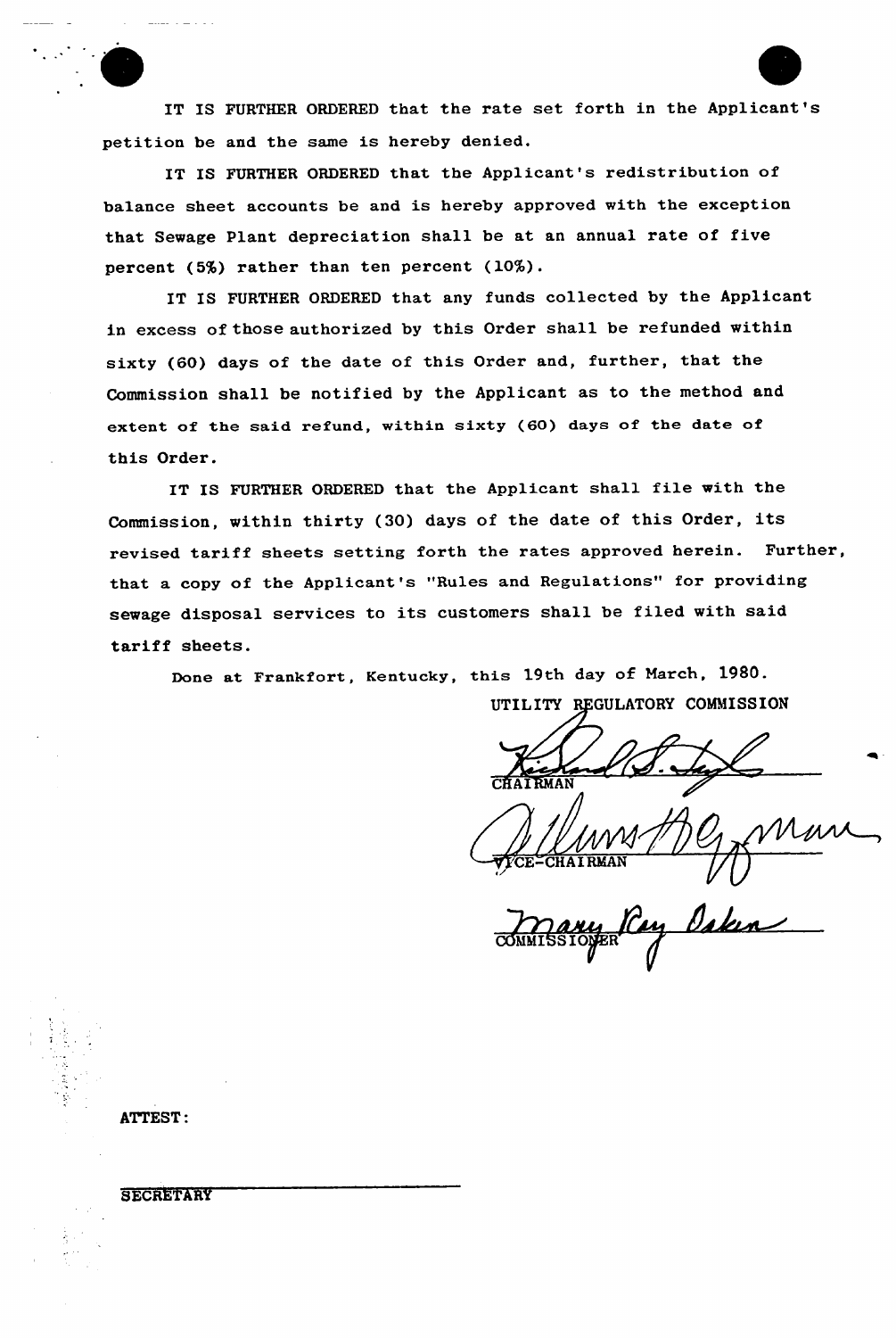IT IS FURTHER ORDERED that the rate set forth in the Applicant's petition be and the same is hereby denied.

IT IS FURTHER ORDERED that the Applicant's redistribution of balance sheet accounts be and is hereby approved with the exception that Sewage Plant depreciation shall be at an annual rate of five percent (5%) rather than ten percent (10%).

IT IS FURTHER ORDERED that any funds collected by the Applicant in excess of those authorized by this Order shall be refunded within sixty (60) days of the date of this Order and, further, that the Commission shall be notified by the Applicant as to the method and extent of the said refund, within sixty (60) days of the date of this Order.

IT IS FURTHER ORDERED that the Applicant shall file with the Commission, within thirty (30) days of the date of this Order, its revised tariff sheets setting forth the rates approved herein. Further, that a copy of the Applicant's "Rules and Regulations" for providing sewage disposal services to its customers shall be filed with said tariff sheets.

Done at Frankfort, Kentucky, this 19th day of March, 1980.

UTILITY REGULATORY COMMISSION

CHAIRMAN

VICE-CHAIRMAN

COMMISSIONER

ATTEST:

SECRETARY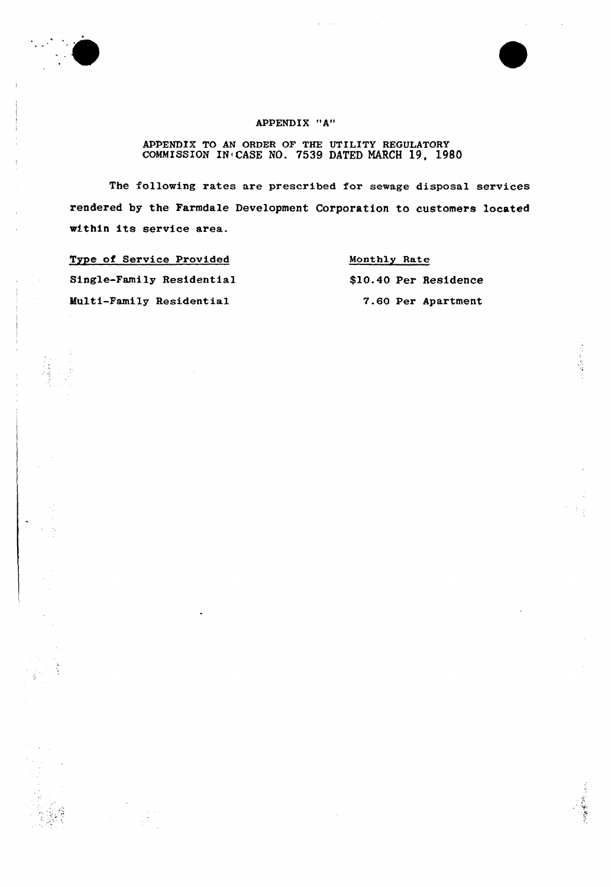# APPENDIX "A"

APPENDIX TO AN ORDER OF THE UTILITY REGULATORY COMMISSION IN CASE NO. 7539 DATED MARCH 19, 1980

The following rates are prescribed for sewage disposal services rendered by the Farmdale Development Corporation to customers located within its service area.

| Type of Service Provided | Monthly Rate |
|---|---|
| Single-Family Residential | $10.40 Per Residence |
| Multi-Family Residential | 7.60 Per Apartment |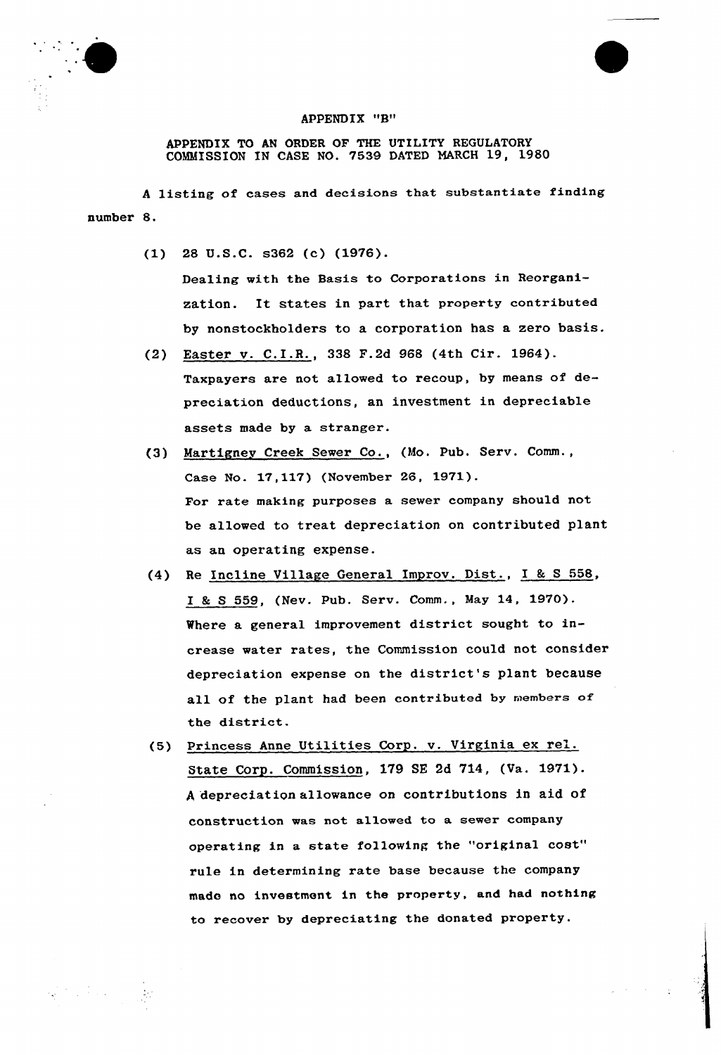# APPENDIX "B"

APPENDIX TO AN ORDER OF THE UTILITY REGULATORY COMMISSION IN CASE NO. 7539 DATED MARCH 19, 1980

A listing of cases and decisions that substantiate finding number 8.

(1) 28 U.S.C. s362 (c) (1976).
Dealing with the Basis to Corporations in Reorganization. It states in part that property contributed by nonstockholders to a corporation has a zero basis.

(2) <u>Easter v. C.I.R.</u>, 338 F.2d 968 (4th Cir. 1964).
Taxpayers are not allowed to recoup, by means of depreciation deductions, an investment in depreciable assets made by a stranger.

(3) <u>Martigney Creek Sewer Co.</u>, (Mo. Pub. Serv. Comm., Case No. 17,117) (November 26, 1971).
For rate making purposes a sewer company should not be allowed to treat depreciation on contributed plant as an operating expense.

(4) Re <u>Incline Village General Improv. Dist.</u>, <u>I & S 558</u>, <u>I & S 559</u>, (Nev. Pub. Serv. Comm., May 14, 1970).
Where a general improvement district sought to increase water rates, the Commission could not consider depreciation expense on the district's plant because all of the plant had been contributed by members of the district.

(5) <u>Princess Anne Utilities Corp. v. Virginia ex rel. State Corp. Commission</u>, 179 SE 2d 714, (Va. 1971).
A depreciation allowance on contributions in aid of construction was not allowed to a sewer company operating in a state following the "original cost" rule in determining rate base because the company made no investment in the property, and had nothing to recover by depreciating the donated property.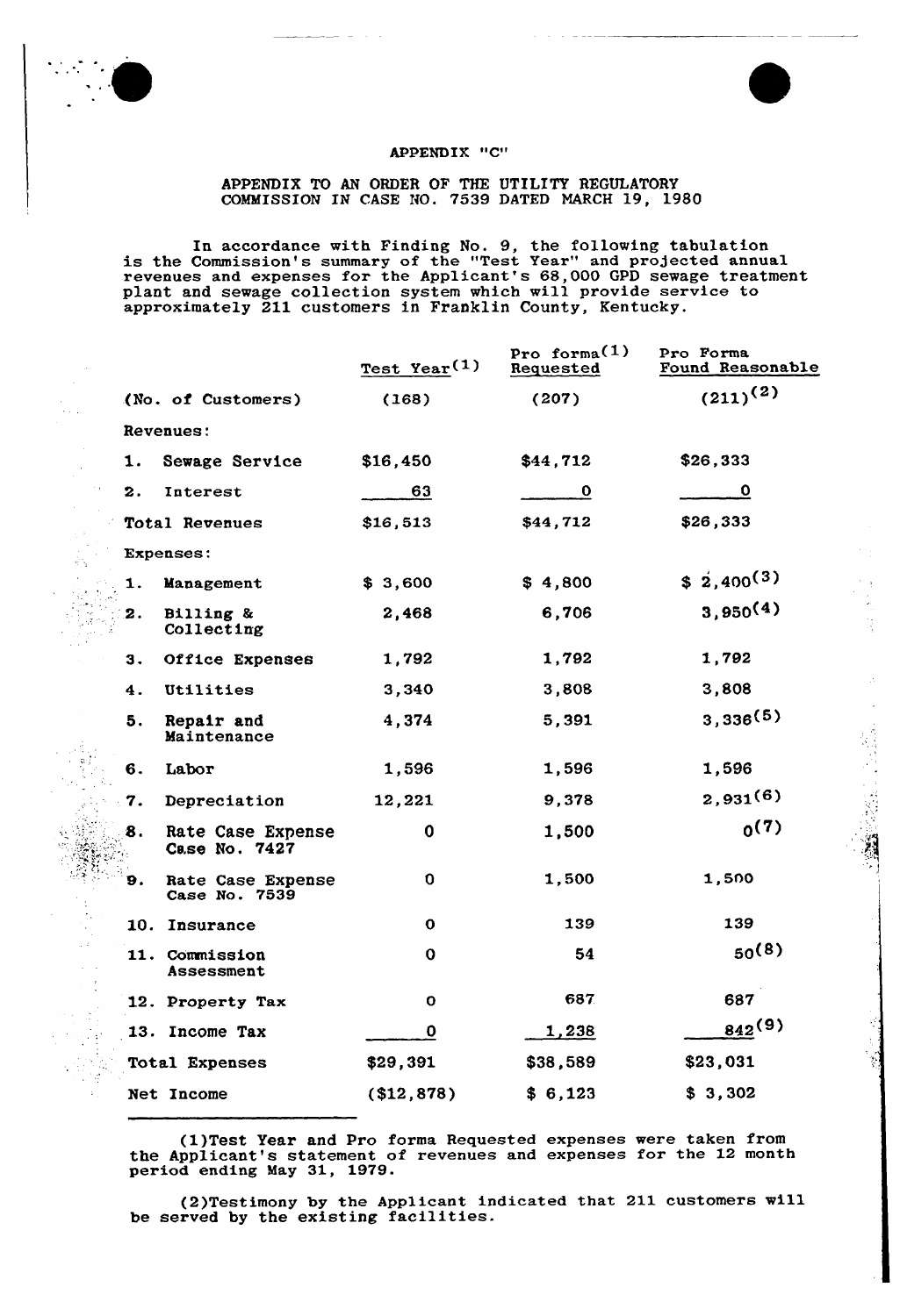APPENDIX "C"

APPENDIX TO AN ORDER OF THE UTILITY REGULATORY COMMISSION IN CASE NO. 7539 DATED MARCH 19, 1980

In accordance with Finding No. 9, the following tabulation is the Commission's summary of the "Test Year" and projected annual revenues and expenses for the Applicant's 68,000 GPD sewage treatment plant and sewage collection system which will provide service to approximately 211 customers in Franklin County, Kentucky.

| | Test Year(1) | Pro forma(1) Requested | Pro Forma Found Reasonable |
|---|---|---|---|
| (No. of Customers) | (168) | (207) | (211)(2) |
| Revenues: | | | |
| 1. Sewage Service | $16,450 | $44,712 | $26,333 |
| 2. Interest | 63 | 0 | 0 |
| Total Revenues | $16,513 | $44,712 | $26,333 |
| Expenses: | | | |
| 1. Management | $ 3,600 | $ 4,800 | $ 2,400(3) |
| 2. Billing & Collecting | 2,468 | 6,706 | 3,950(4) |
| 3. Office Expenses | 1,792 | 1,792 | 1,792 |
| 4. Utilities | 3,340 | 3,808 | 3,808 |
| 5. Repair and Maintenance | 4,374 | 5,391 | 3,336(5) |
| 6. Labor | 1,596 | 1,596 | 1,596 |
| 7. Depreciation | 12,221 | 9,378 | 2,931(6) |
| 8. Rate Case Expense Case No. 7427 | 0 | 1,500 | 0(7) |
| 9. Rate Case Expense Case No. 7539 | 0 | 1,500 | 1,500 |
| 10. Insurance | 0 | 139 | 139 |
| 11. Commission Assessment | 0 | 54 | 50(8) |
| 12. Property Tax | 0 | 687 | 687 |
| 13. Income Tax | 0 | 1,238 | 842(9) |
| Total Expenses | $29,391 | $38,589 | $23,031 |
| Net Income | ($12,878) | $ 6,123 | $ 3,302 |

(1)Test Year and Pro forma Requested expenses were taken from the Applicant's statement of revenues and expenses for the 12 month period ending May 31, 1979.

(2)Testimony by the Applicant indicated that 211 customers will be served by the existing facilities.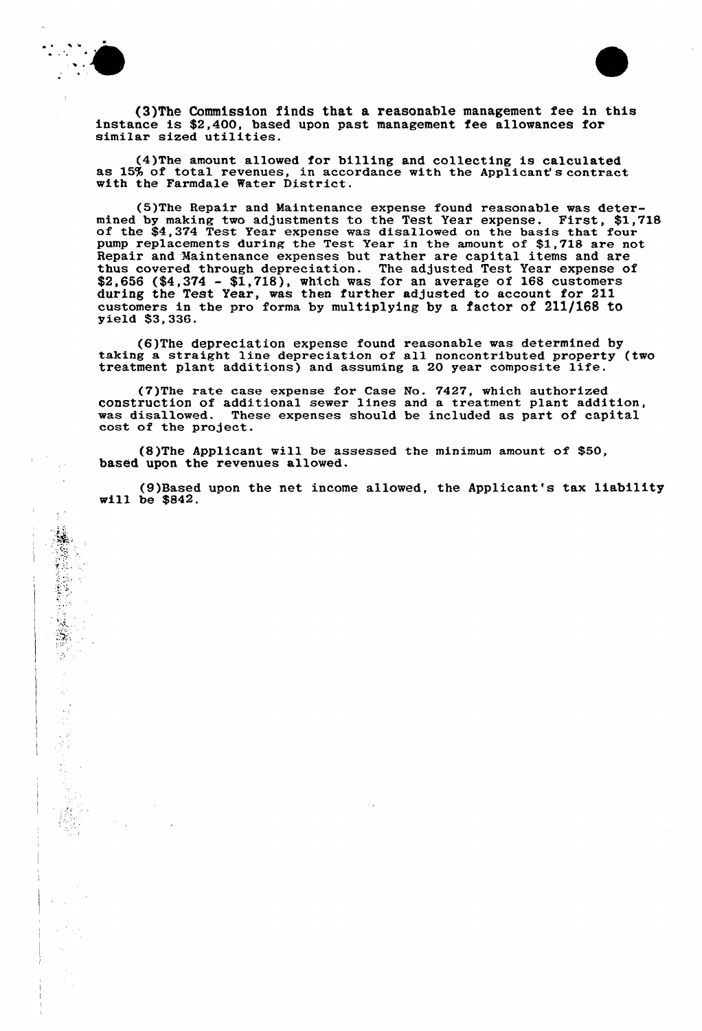(3)The Commission finds that a reasonable management fee in this instance is $2,400, based upon past management fee allowances for similar sized utilities.

(4)The amount allowed for billing and collecting is calculated as 15% of total revenues, in accordance with the Applicant's contract with the Farmdale Water District.

(5)The Repair and Maintenance expense found reasonable was determined by making two adjustments to the Test Year expense. First, $1,718 of the $4,374 Test Year expense was disallowed on the basis that four pump replacements during the Test Year in the amount of $1,718 are not Repair and Maintenance expenses but rather are capital items and are thus covered through depreciation. The adjusted Test Year expense of $2,656 ($4,374 - $1,718), which was for an average of 168 customers during the Test Year, was then further adjusted to account for 211 customers in the pro forma by multiplying by a factor of 211/168 to yield $3,336.

(6)The depreciation expense found reasonable was determined by taking a straight line depreciation of all noncontributed property (two treatment plant additions) and assuming a 20 year composite life.

(7)The rate case expense for Case No. 7427, which authorized construction of additional sewer lines and a treatment plant addition, was disallowed. These expenses should be included as part of capital cost of the project.

(8)The Applicant will be assessed the minimum amount of $50, based upon the revenues allowed.

(9)Based upon the net income allowed, the Applicant's tax liability will be $842.